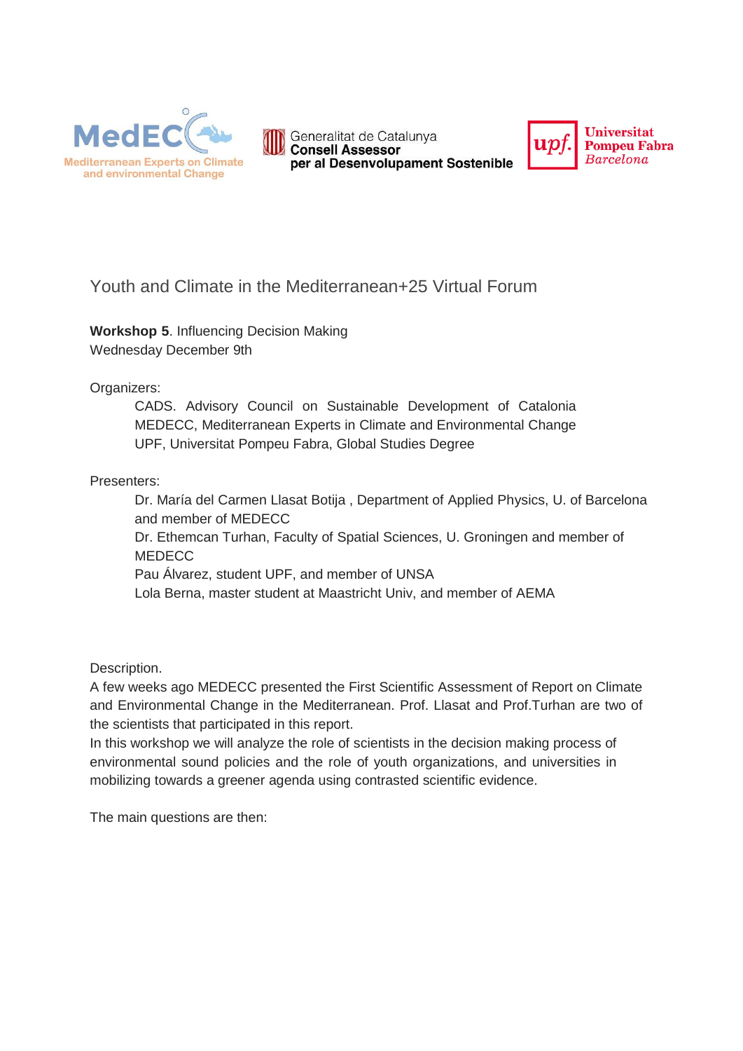MedECC
Mediterranean Experts on Climate and environmental Change

Generalitat de Catalunya
**Consell Assessor per al Desenvolupament Sostenible**

upf. Universitat Pompeu Fabra *Barcelona*

# Youth and Climate in the Mediterranean+25 Virtual Forum

**Workshop 5**. Influencing Decision Making
Wednesday December 9th

Organizers:

CADS. Advisory Council on Sustainable Development of Catalonia
MEDECC, Mediterranean Experts in Climate and Environmental Change
UPF, Universitat Pompeu Fabra, Global Studies Degree

Presenters:

Dr. María del Carmen Llasat Botija , Department of Applied Physics, U. of Barcelona and member of MEDECC
Dr. Ethemcan Turhan, Faculty of Spatial Sciences, U. Groningen and member of MEDECC
Pau Álvarez, student UPF, and member of UNSA
Lola Berna, master student at Maastricht Univ, and member of AEMA

Description.
A few weeks ago MEDECC presented the First Scientific Assessment of Report on Climate and Environmental Change in the Mediterranean. Prof. Llasat and Prof.Turhan are two of the scientists that participated in this report.
In this workshop we will analyze the role of scientists in the decision making process of environmental sound policies and the role of youth organizations, and universities in mobilizing towards a greener agenda using contrasted scientific evidence.

The main questions are then: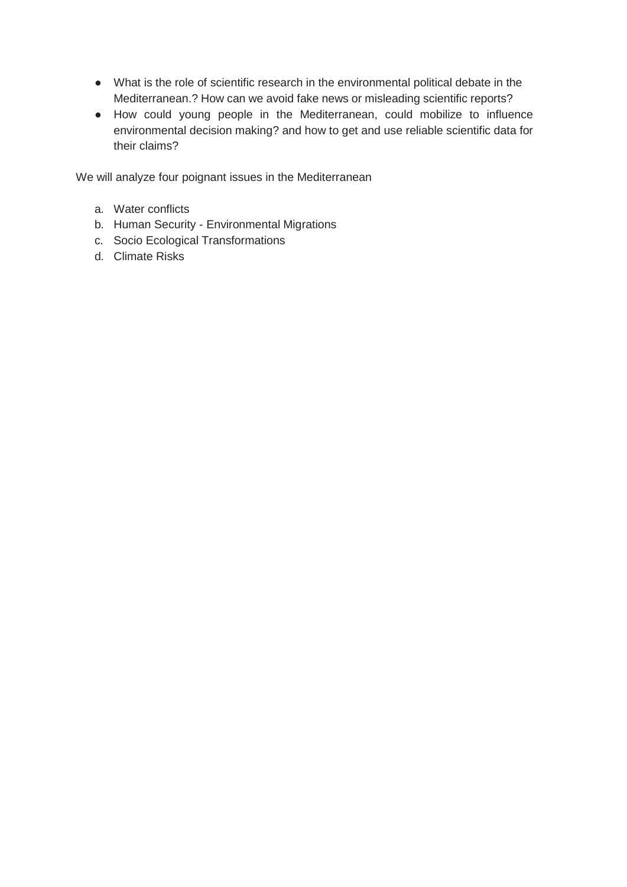- What is the role of scientific research in the environmental political debate in the Mediterranean.? How can we avoid fake news or misleading scientific reports?
- How could young people in the Mediterranean, could mobilize to influence environmental decision making? and how to get and use reliable scientific data for their claims?

We will analyze four poignant issues in the Mediterranean

a. Water conflicts
b. Human Security - Environmental Migrations
c. Socio Ecological Transformations
d. Climate Risks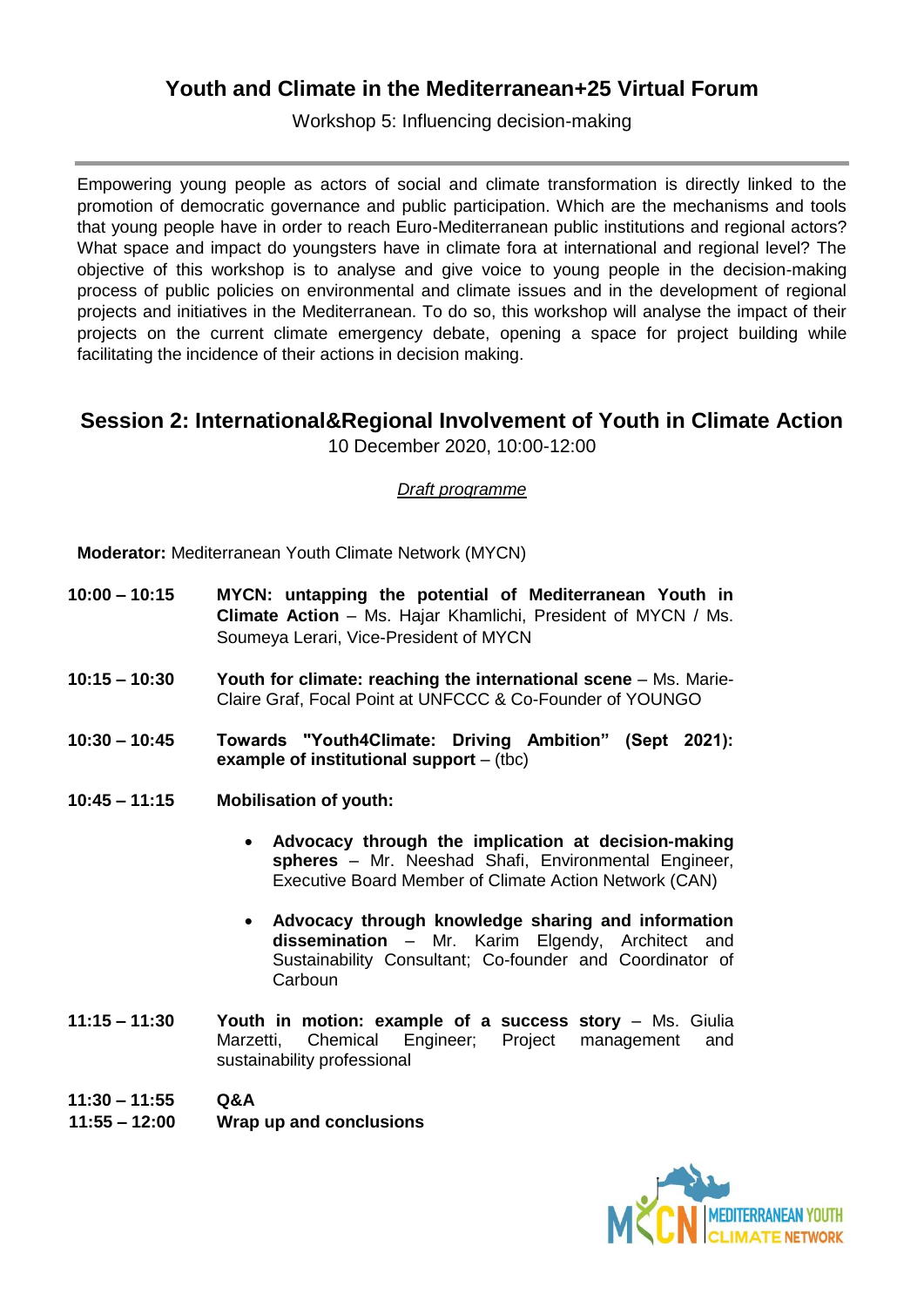## Youth and Climate in the Mediterranean+25 Virtual Forum

Workshop 5: Influencing decision-making

---

Empowering young people as actors of social and climate transformation is directly linked to the promotion of democratic governance and public participation. Which are the mechanisms and tools that young people have in order to reach Euro-Mediterranean public institutions and regional actors? What space and impact do youngsters have in climate fora at international and regional level? The objective of this workshop is to analyse and give voice to young people in the decision-making process of public policies on environmental and climate issues and in the development of regional projects and initiatives in the Mediterranean. To do so, this workshop will analyse the impact of their projects on the current climate emergency debate, opening a space for project building while facilitating the incidence of their actions in decision making.

## Session 2: International&Regional Involvement of Youth in Climate Action

10 December 2020, 10:00-12:00

*Draft programme*

**Moderator:** Mediterranean Youth Climate Network (MYCN)

**10:00 – 10:15** **MYCN: untapping the potential of Mediterranean Youth in Climate Action** – Ms. Hajar Khamlichi, President of MYCN / Ms. Soumeya Lerari, Vice-President of MYCN

**10:15 – 10:30** **Youth for climate: reaching the international scene** – Ms. Marie-Claire Graf, Focal Point at UNFCCC & Co-Founder of YOUNGO

**10:30 – 10:45** **Towards "Youth4Climate: Driving Ambition" (Sept 2021): example of institutional support** – (tbc)

**10:45 – 11:15** **Mobilisation of youth:**

- **Advocacy through the implication at decision-making spheres** – Mr. Neeshad Shafi, Environmental Engineer, Executive Board Member of Climate Action Network (CAN)
- **Advocacy through knowledge sharing and information dissemination** – Mr. Karim Elgendy, Architect and Sustainability Consultant; Co-founder and Coordinator of Carboun

**11:15 – 11:30** **Youth in motion: example of a success story** – Ms. Giulia Marzetti, Chemical Engineer; Project management and sustainability professional

**11:30 – 11:55** **Q&A**

**11:55 – 12:00** **Wrap up and conclusions**

MYCN | MEDITERRANEAN YOUTH CLIMATE NETWORK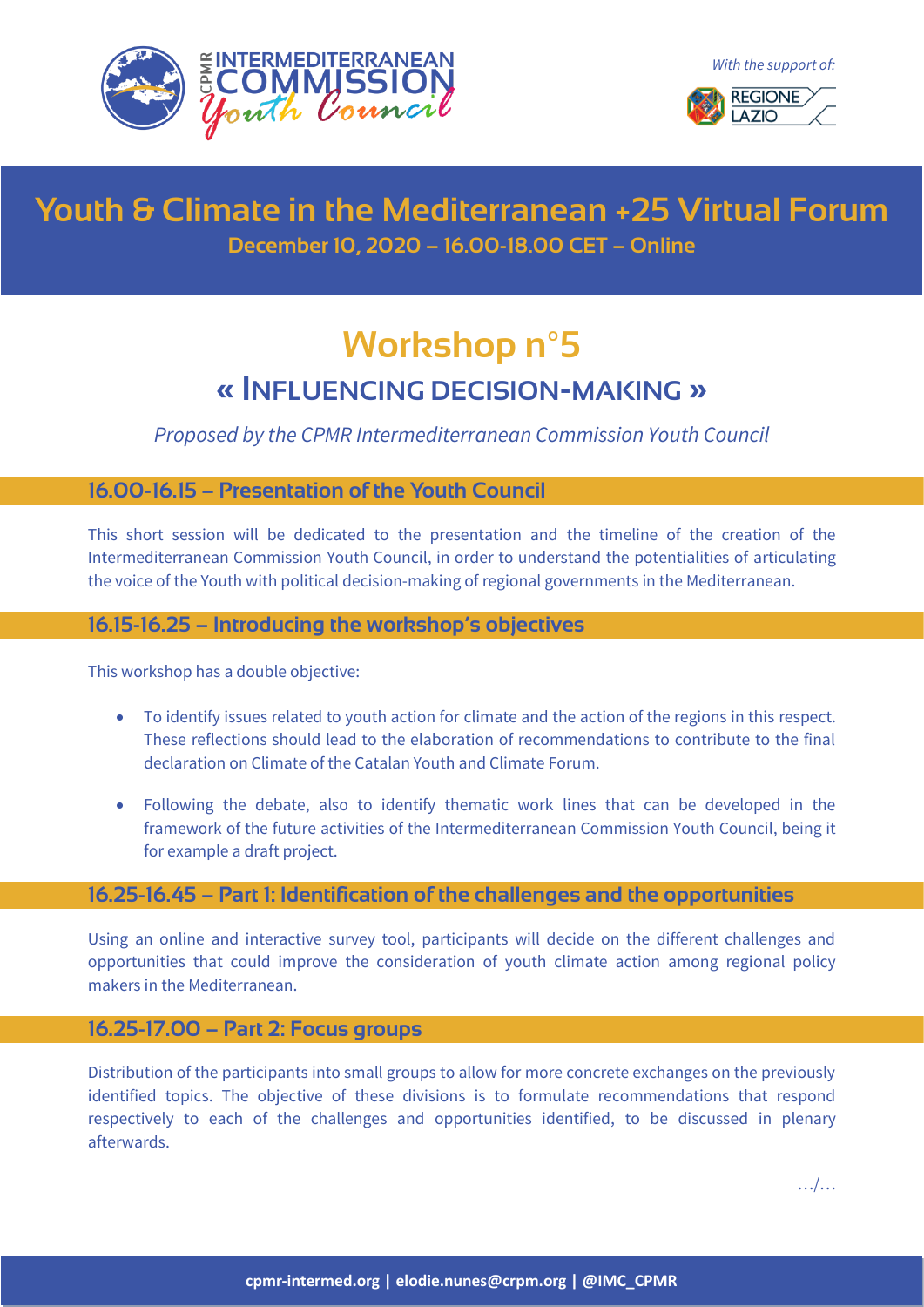# Youth & Climate in the Mediterranean +25 Virtual Forum

**December 10, 2020 – 16.00-18.00 CET – Online**

# Workshop n°5

## « Influencing decision-making »

*Proposed by the CPMR Intermediterranean Commission Youth Council*

### 16.00-16.15 – Presentation of the Youth Council

This short session will be dedicated to the presentation and the timeline of the creation of the Intermediterranean Commission Youth Council, in order to understand the potentialities of articulating the voice of the Youth with political decision-making of regional governments in the Mediterranean.

### 16.15-16.25 – Introducing the workshop's objectives

This workshop has a double objective:

- To identify issues related to youth action for climate and the action of the regions in this respect. These reflections should lead to the elaboration of recommendations to contribute to the final declaration on Climate of the Catalan Youth and Climate Forum.
- Following the debate, also to identify thematic work lines that can be developed in the framework of the future activities of the Intermediterranean Commission Youth Council, being it for example a draft project.

### 16.25-16.45 – Part 1: Identification of the challenges and the opportunities

Using an online and interactive survey tool, participants will decide on the different challenges and opportunities that could improve the consideration of youth climate action among regional policy makers in the Mediterranean.

### 16.25-17.00 – Part 2: Focus groups

Distribution of the participants into small groups to allow for more concrete exchanges on the previously identified topics. The objective of these divisions is to formulate recommendations that respond respectively to each of the challenges and opportunities identified, to be discussed in plenary afterwards.

…/…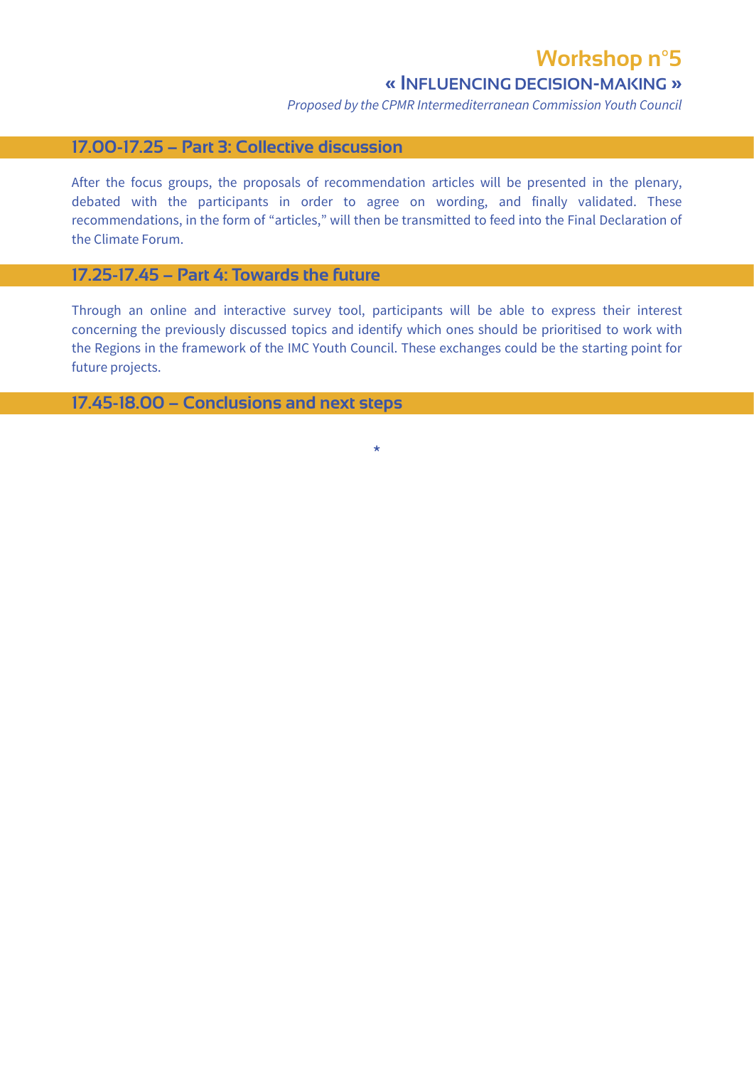# Workshop n°5

## « Influencing decision-making »

*Proposed by the CPMR Intermediterranean Commission Youth Council*

### 17.00-17.25 – Part 3: Collective discussion

After the focus groups, the proposals of recommendation articles will be presented in the plenary, debated with the participants in order to agree on wording, and finally validated. These recommendations, in the form of “articles,” will then be transmitted to feed into the Final Declaration of the Climate Forum.

### 17.25-17.45 – Part 4: Towards the future

Through an online and interactive survey tool, participants will be able to express their interest concerning the previously discussed topics and identify which ones should be prioritised to work with the Regions in the framework of the IMC Youth Council. These exchanges could be the starting point for future projects.

### 17.45-18.00 – Conclusions and next steps

*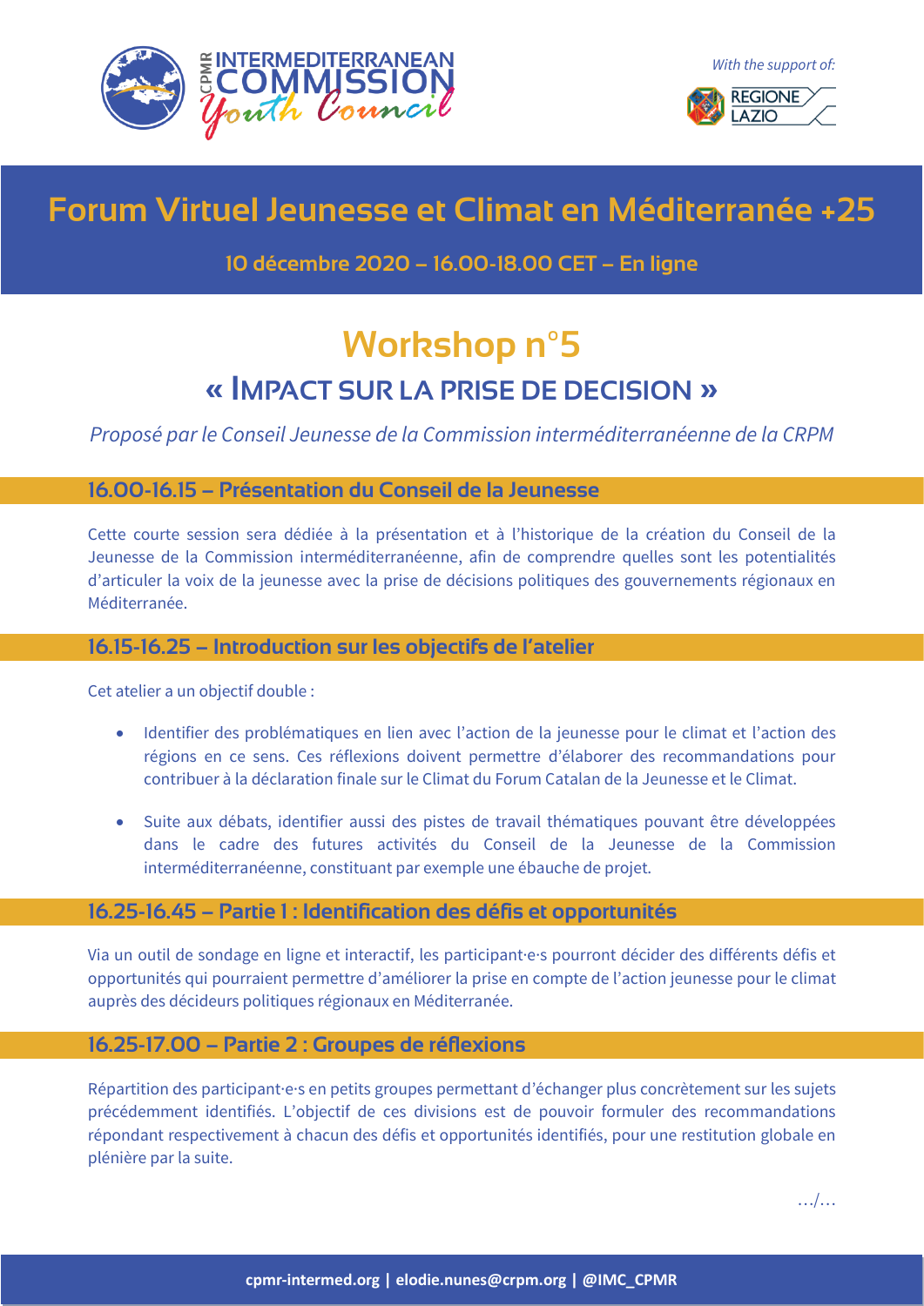With the support of:

# Forum Virtuel Jeunesse et Climat en Méditerranée +25

**10 décembre 2020 – 16.00-18.00 CET – En ligne**

# Workshop n°5

## « IMPACT SUR LA PRISE DE DECISION »

*Proposé par le Conseil Jeunesse de la Commission interméditerranéenne de la CRPM*

### 16.00-16.15 – Présentation du Conseil de la Jeunesse

Cette courte session sera dédiée à la présentation et à l'historique de la création du Conseil de la Jeunesse de la Commission interméditerranéenne, afin de comprendre quelles sont les potentialités d'articuler la voix de la jeunesse avec la prise de décisions politiques des gouvernements régionaux en Méditerranée.

### 16.15-16.25 – Introduction sur les objectifs de l'atelier

Cet atelier a un objectif double :

- Identifier des problématiques en lien avec l'action de la jeunesse pour le climat et l'action des régions en ce sens. Ces réflexions doivent permettre d'élaborer des recommandations pour contribuer à la déclaration finale sur le Climat du Forum Catalan de la Jeunesse et le Climat.
- Suite aux débats, identifier aussi des pistes de travail thématiques pouvant être développées dans le cadre des futures activités du Conseil de la Jeunesse de la Commission interméditerranéenne, constituant par exemple une ébauche de projet.

### 16.25-16.45 – Partie 1 : Identification des défis et opportunités

Via un outil de sondage en ligne et interactif, les participant·e·s pourront décider des différents défis et opportunités qui pourraient permettre d'améliorer la prise en compte de l'action jeunesse pour le climat auprès des décideurs politiques régionaux en Méditerranée.

### 16.25-17.00 – Partie 2 : Groupes de réflexions

Répartition des participant·e·s en petits groupes permettant d'échanger plus concrètement sur les sujets précédemment identifiés. L'objectif de ces divisions est de pouvoir formuler des recommandations répondant respectivement à chacun des défis et opportunités identifiés, pour une restitution globale en plénière par la suite.

…/…

cpmr-intermed.org | elodie.nunes@crpm.org | @IMC_CPMR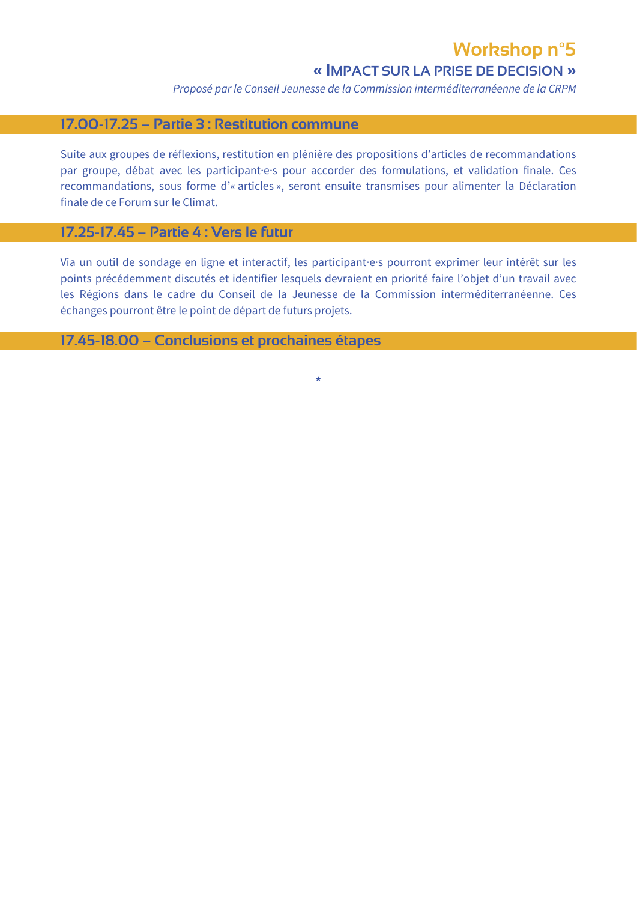# Workshop n°5

## « Impact sur la prise de decision »

*Proposé par le Conseil Jeunesse de la Commission interméditerranéenne de la CRPM*

### 17.00-17.25 – Partie 3 : Restitution commune

Suite aux groupes de réflexions, restitution en plénière des propositions d'articles de recommandations par groupe, débat avec les participant·e·s pour accorder des formulations, et validation finale. Ces recommandations, sous forme d'« articles », seront ensuite transmises pour alimenter la Déclaration finale de ce Forum sur le Climat.

### 17.25-17.45 – Partie 4 : Vers le futur

Via un outil de sondage en ligne et interactif, les participant·e·s pourront exprimer leur intérêt sur les points précédemment discutés et identifier lesquels devraient en priorité faire l'objet d'un travail avec les Régions dans le cadre du Conseil de la Jeunesse de la Commission interméditerranéenne. Ces échanges pourront être le point de départ de futurs projets.

### 17.45-18.00 – Conclusions et prochaines étapes

*